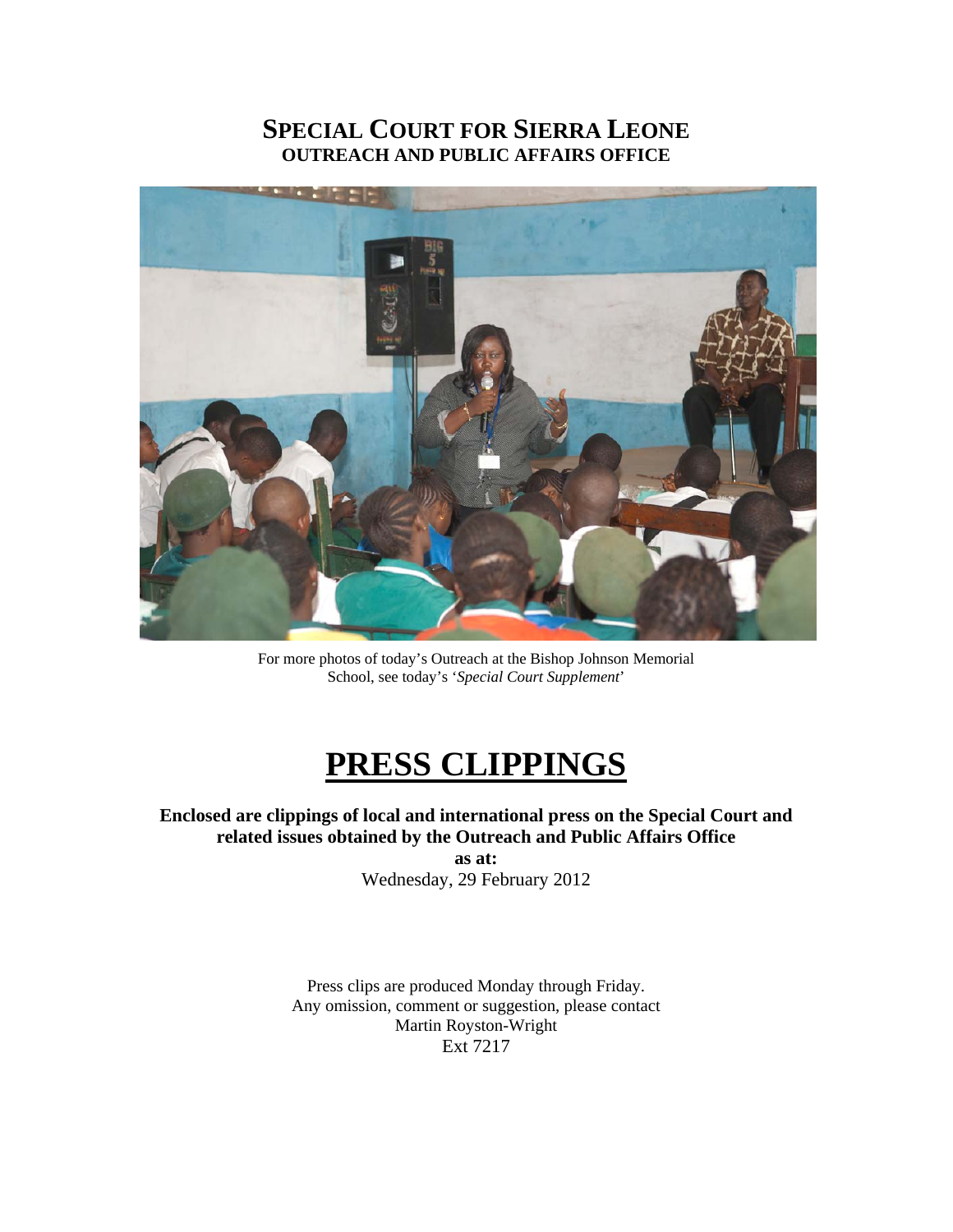# SPECIAL COURT FOR SIERRA LEONE
## OUTREACH AND PUBLIC AFFAIRS OFFICE

For more photos of today's Outreach at the Bishop Johnson Memorial School, see today's '*Special Court Supplement*'

# PRESS CLIPPINGS

**Enclosed are clippings of local and international press on the Special Court and related issues obtained by the Outreach and Public Affairs Office**
**as at:**
Wednesday, 29 February 2012

Press clips are produced Monday through Friday.
Any omission, comment or suggestion, please contact
Martin Royston-Wright
Ext 7217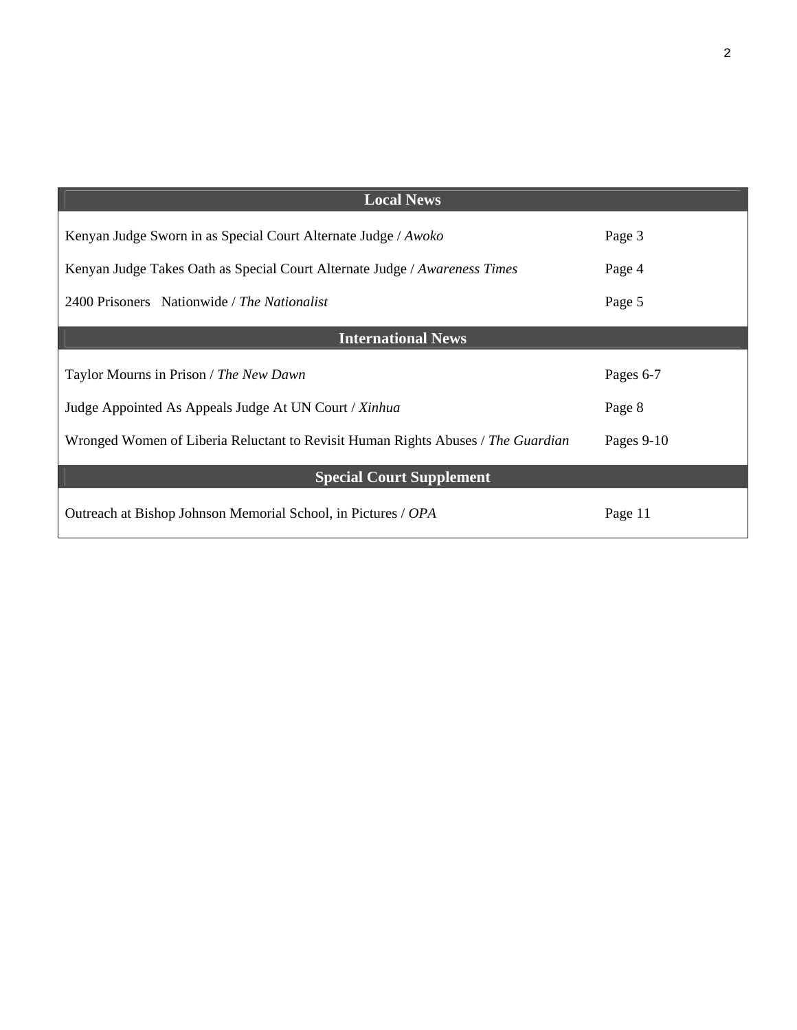| Local News | |
|---|---|
| Kenyan Judge Sworn in as Special Court Alternate Judge / *Awoko* | Page 3 |
| Kenyan Judge Takes Oath as Special Court Alternate Judge / *Awareness Times* | Page 4 |
| 2400 Prisoners Nationwide / *The Nationalist* | Page 5 |
| **International News** | |
| Taylor Mourns in Prison / *The New Dawn* | Pages 6-7 |
| Judge Appointed As Appeals Judge At UN Court / *Xinhua* | Page 8 |
| Wronged Women of Liberia Reluctant to Revisit Human Rights Abuses / *The Guardian* | Pages 9-10 |
| **Special Court Supplement** | |
| Outreach at Bishop Johnson Memorial School, in Pictures / *OPA* | Page 11 |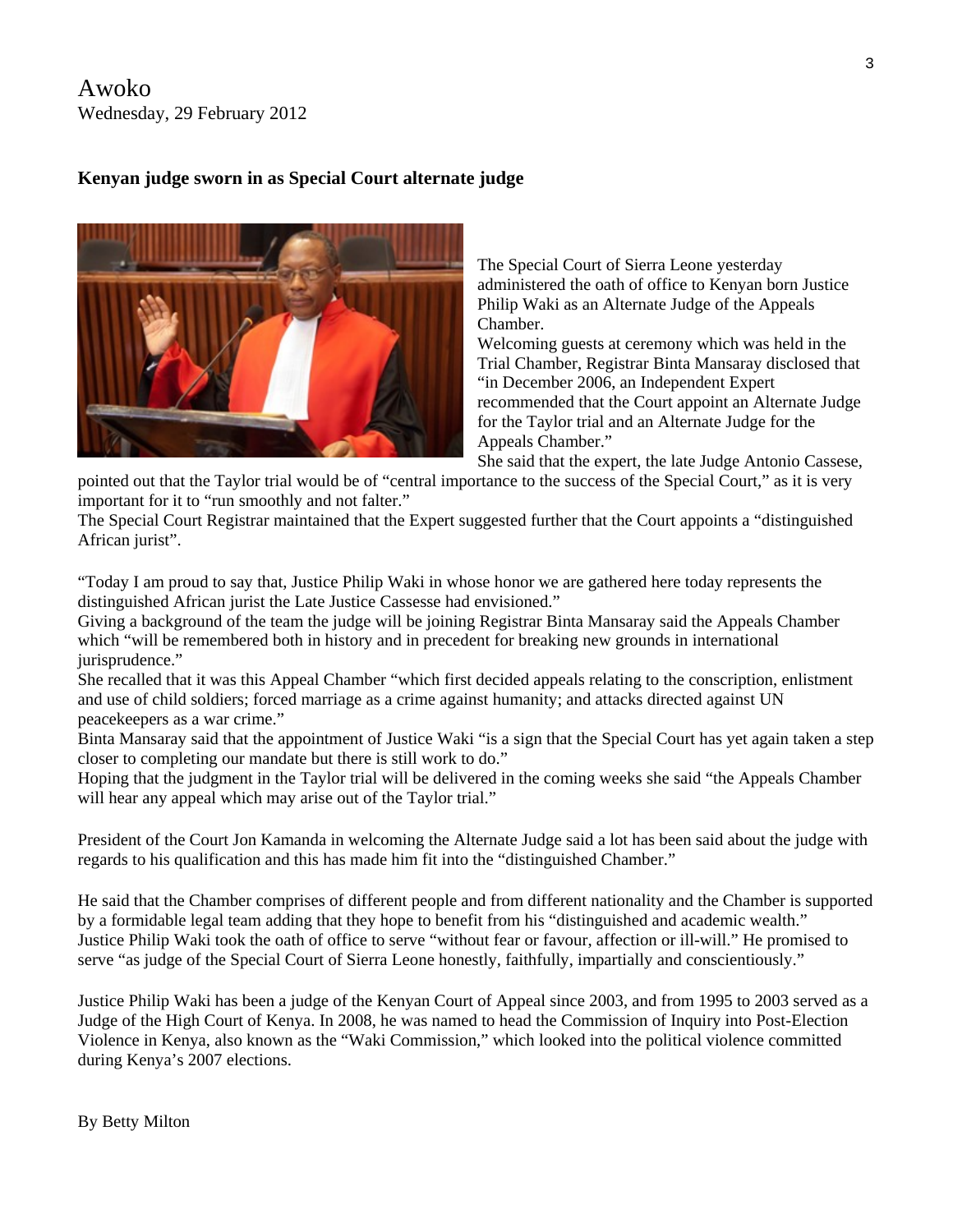Awoko
Wednesday, 29 February 2012

## Kenyan judge sworn in as Special Court alternate judge

The Special Court of Sierra Leone yesterday administered the oath of office to Kenyan born Justice Philip Waki as an Alternate Judge of the Appeals Chamber.

Welcoming guests at ceremony which was held in the Trial Chamber, Registrar Binta Mansaray disclosed that "in December 2006, an Independent Expert recommended that the Court appoint an Alternate Judge for the Taylor trial and an Alternate Judge for the Appeals Chamber."

She said that the expert, the late Judge Antonio Cassese, pointed out that the Taylor trial would be of "central importance to the success of the Special Court," as it is very important for it to "run smoothly and not falter."

The Special Court Registrar maintained that the Expert suggested further that the Court appoints a "distinguished African jurist".

"Today I am proud to say that, Justice Philip Waki in whose honor we are gathered here today represents the distinguished African jurist the Late Justice Cassesse had envisioned."

Giving a background of the team the judge will be joining Registrar Binta Mansaray said the Appeals Chamber which "will be remembered both in history and in precedent for breaking new grounds in international jurisprudence."

She recalled that it was this Appeal Chamber "which first decided appeals relating to the conscription, enlistment and use of child soldiers; forced marriage as a crime against humanity; and attacks directed against UN peacekeepers as a war crime."

Binta Mansaray said that the appointment of Justice Waki "is a sign that the Special Court has yet again taken a step closer to completing our mandate but there is still work to do."

Hoping that the judgment in the Taylor trial will be delivered in the coming weeks she said "the Appeals Chamber will hear any appeal which may arise out of the Taylor trial."

President of the Court Jon Kamanda in welcoming the Alternate Judge said a lot has been said about the judge with regards to his qualification and this has made him fit into the "distinguished Chamber."

He said that the Chamber comprises of different people and from different nationality and the Chamber is supported by a formidable legal team adding that they hope to benefit from his "distinguished and academic wealth."

Justice Philip Waki took the oath of office to serve "without fear or favour, affection or ill-will." He promised to serve "as judge of the Special Court of Sierra Leone honestly, faithfully, impartially and conscientiously."

Justice Philip Waki has been a judge of the Kenyan Court of Appeal since 2003, and from 1995 to 2003 served as a Judge of the High Court of Kenya. In 2008, he was named to head the Commission of Inquiry into Post-Election Violence in Kenya, also known as the "Waki Commission," which looked into the political violence committed during Kenya's 2007 elections.

By Betty Milton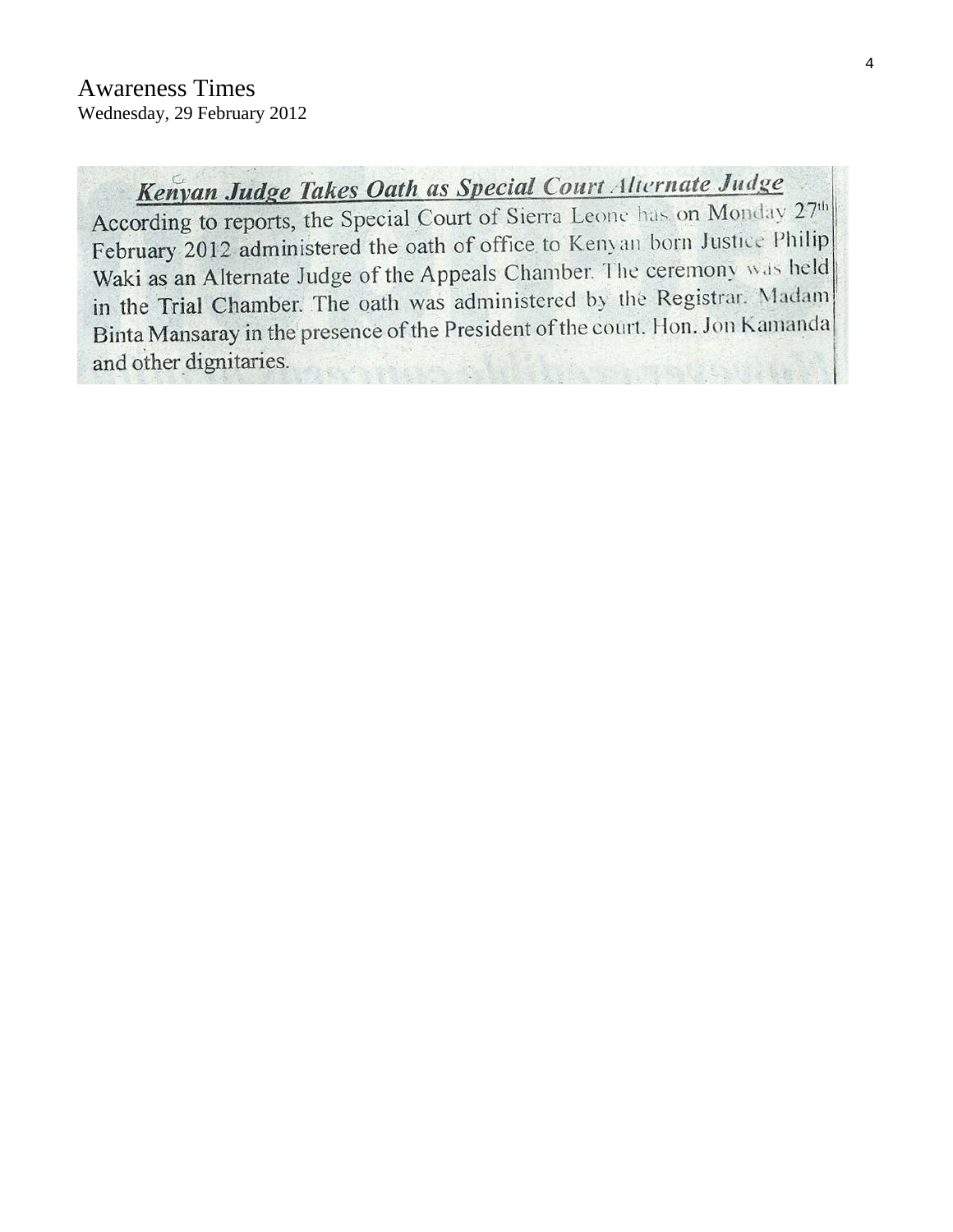Awareness Times

Wednesday, 29 February 2012

## *Kenyan Judge Takes Oath as Special Court Alternate Judge*

According to reports, the Special Court of Sierra Leone has on Monday 27th February 2012 administered the oath of office to Kenyan born Justice Philip Waki as an Alternate Judge of the Appeals Chamber. The ceremony was held in the Trial Chamber. The oath was administered by the Registrar. Madam Binta Mansaray in the presence of the President of the court. Hon. Jon Kamanda and other dignitaries.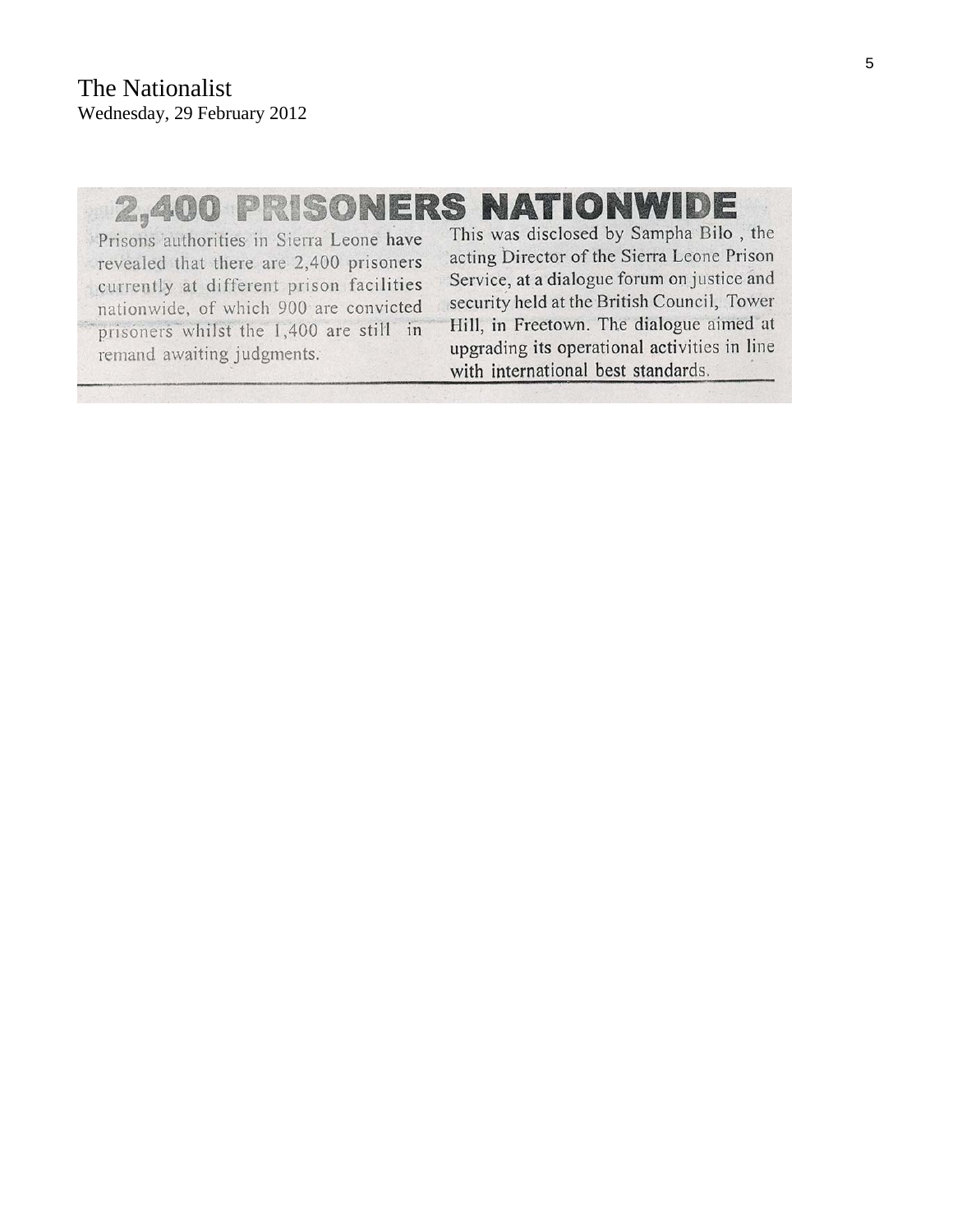The Nationalist
Wednesday, 29 February 2012

# 2,400 PRISONERS NATIONWIDE

Prisons authorities in Sierra Leone have revealed that there are 2,400 prisoners currently at different prison facilities nationwide, of which 900 are convicted prisoners whilst the 1,400 are still in remand awaiting judgments.

This was disclosed by Sampha Bilo , the acting Director of the Sierra Leone Prison Service, at a dialogue forum on justice and security held at the British Council, Tower Hill, in Freetown. The dialogue aimed at upgrading its operational activities in line with international best standards.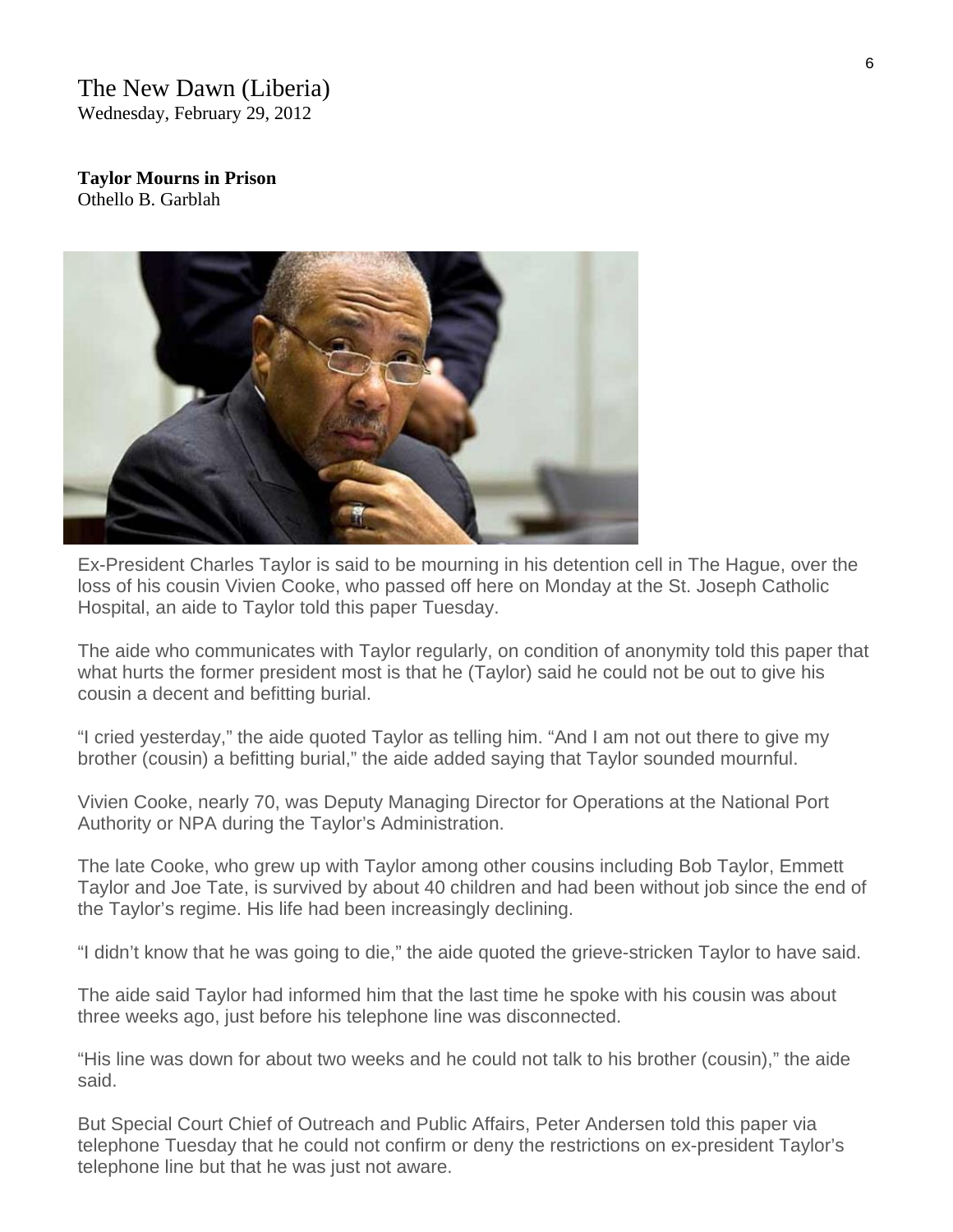The New Dawn (Liberia)
Wednesday, February 29, 2012

**Taylor Mourns in Prison**
Othello B. Garblah

Ex-President Charles Taylor is said to be mourning in his detention cell in The Hague, over the loss of his cousin Vivien Cooke, who passed off here on Monday at the St. Joseph Catholic Hospital, an aide to Taylor told this paper Tuesday.

The aide who communicates with Taylor regularly, on condition of anonymity told this paper that what hurts the former president most is that he (Taylor) said he could not be out to give his cousin a decent and befitting burial.

"I cried yesterday," the aide quoted Taylor as telling him. "And I am not out there to give my brother (cousin) a befitting burial," the aide added saying that Taylor sounded mournful.

Vivien Cooke, nearly 70, was Deputy Managing Director for Operations at the National Port Authority or NPA during the Taylor's Administration.

The late Cooke, who grew up with Taylor among other cousins including Bob Taylor, Emmett Taylor and Joe Tate, is survived by about 40 children and had been without job since the end of the Taylor's regime. His life had been increasingly declining.

"I didn't know that he was going to die," the aide quoted the grieve-stricken Taylor to have said.

The aide said Taylor had informed him that the last time he spoke with his cousin was about three weeks ago, just before his telephone line was disconnected.

"His line was down for about two weeks and he could not talk to his brother (cousin)," the aide said.

But Special Court Chief of Outreach and Public Affairs, Peter Andersen told this paper via telephone Tuesday that he could not confirm or deny the restrictions on ex-president Taylor's telephone line but that he was just not aware.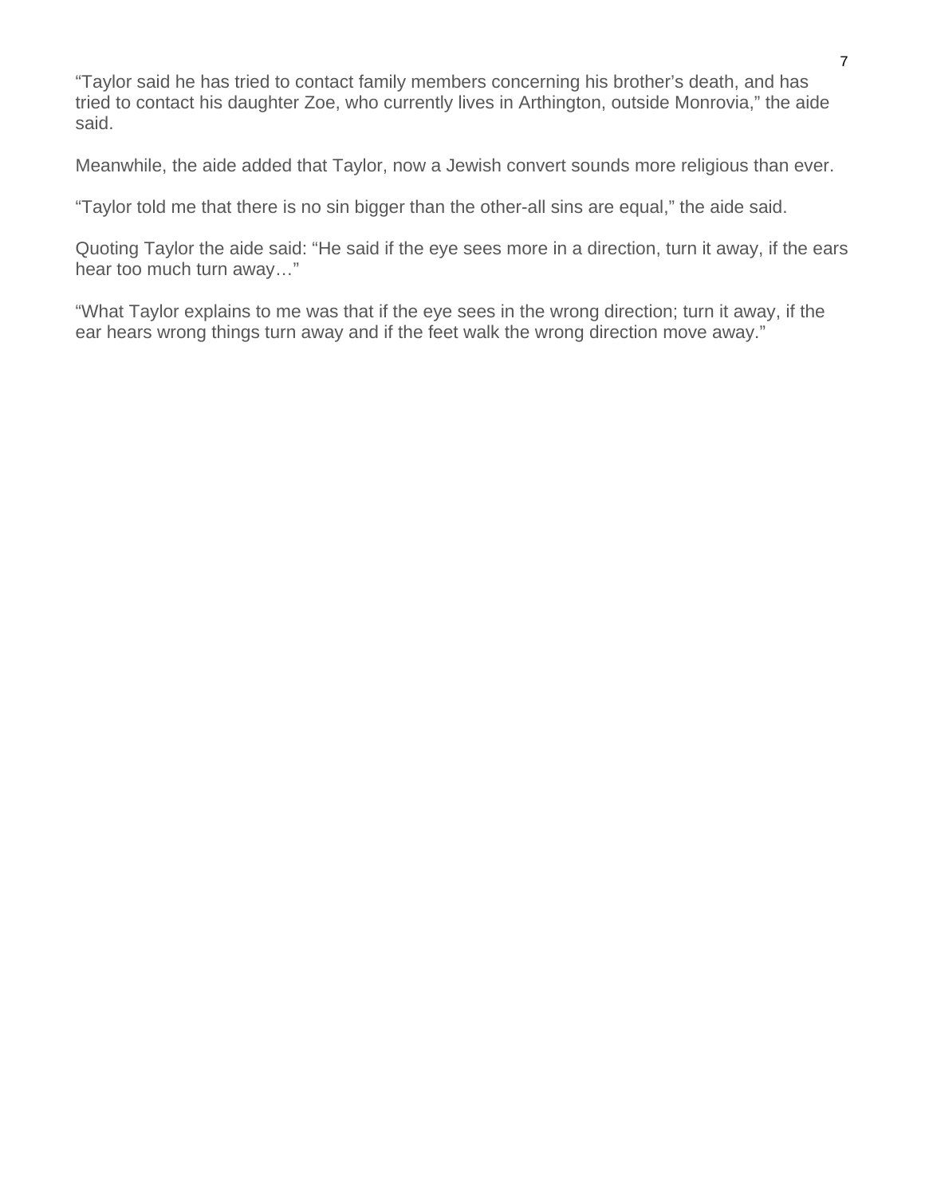"Taylor said he has tried to contact family members concerning his brother's death, and has tried to contact his daughter Zoe, who currently lives in Arthington, outside Monrovia," the aide said.

Meanwhile, the aide added that Taylor, now a Jewish convert sounds more religious than ever.

"Taylor told me that there is no sin bigger than the other-all sins are equal," the aide said.

Quoting Taylor the aide said: "He said if the eye sees more in a direction, turn it away, if the ears hear too much turn away…"

"What Taylor explains to me was that if the eye sees in the wrong direction; turn it away, if the ear hears wrong things turn away and if the feet walk the wrong direction move away."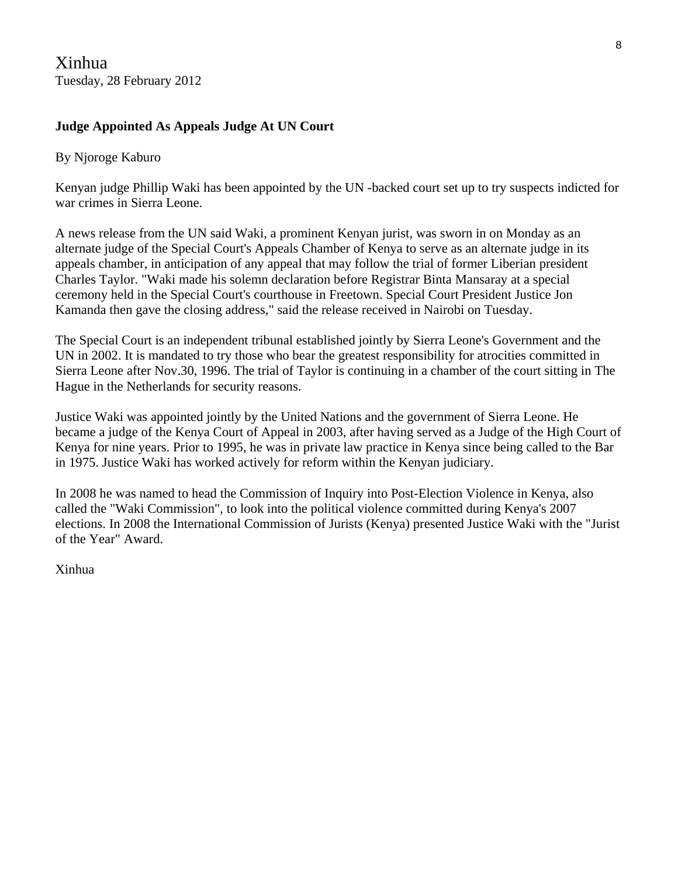Xinhua
Tuesday, 28 February 2012

**Judge Appointed As Appeals Judge At UN Court**

By Njoroge Kaburo

Kenyan judge Phillip Waki has been appointed by the UN -backed court set up to try suspects indicted for war crimes in Sierra Leone.

A news release from the UN said Waki, a prominent Kenyan jurist, was sworn in on Monday as an alternate judge of the Special Court's Appeals Chamber of Kenya to serve as an alternate judge in its appeals chamber, in anticipation of any appeal that may follow the trial of former Liberian president Charles Taylor. "Waki made his solemn declaration before Registrar Binta Mansaray at a special ceremony held in the Special Court's courthouse in Freetown. Special Court President Justice Jon Kamanda then gave the closing address," said the release received in Nairobi on Tuesday.

The Special Court is an independent tribunal established jointly by Sierra Leone's Government and the UN in 2002. It is mandated to try those who bear the greatest responsibility for atrocities committed in Sierra Leone after Nov.30, 1996. The trial of Taylor is continuing in a chamber of the court sitting in The Hague in the Netherlands for security reasons.

Justice Waki was appointed jointly by the United Nations and the government of Sierra Leone. He became a judge of the Kenya Court of Appeal in 2003, after having served as a Judge of the High Court of Kenya for nine years. Prior to 1995, he was in private law practice in Kenya since being called to the Bar in 1975. Justice Waki has worked actively for reform within the Kenyan judiciary.

In 2008 he was named to head the Commission of Inquiry into Post-Election Violence in Kenya, also called the "Waki Commission", to look into the political violence committed during Kenya's 2007 elections. In 2008 the International Commission of Jurists (Kenya) presented Justice Waki with the "Jurist of the Year" Award.

Xinhua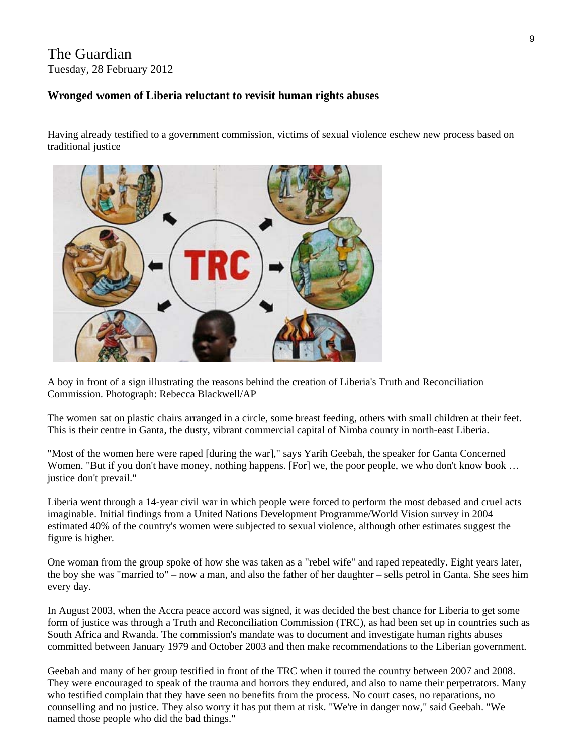# The Guardian

Tuesday, 28 February 2012

**Wronged women of Liberia reluctant to revisit human rights abuses**

Having already testified to a government commission, victims of sexual violence eschew new process based on traditional justice

A boy in front of a sign illustrating the reasons behind the creation of Liberia's Truth and Reconciliation Commission. Photograph: Rebecca Blackwell/AP

The women sat on plastic chairs arranged in a circle, some breast feeding, others with small children at their feet. This is their centre in Ganta, the dusty, vibrant commercial capital of Nimba county in north-east Liberia.

"Most of the women here were raped [during the war]," says Yarih Geebah, the speaker for Ganta Concerned Women. "But if you don't have money, nothing happens. [For] we, the poor people, we who don't know book … justice don't prevail."

Liberia went through a 14-year civil war in which people were forced to perform the most debased and cruel acts imaginable. Initial findings from a United Nations Development Programme/World Vision survey in 2004 estimated 40% of the country's women were subjected to sexual violence, although other estimates suggest the figure is higher.

One woman from the group spoke of how she was taken as a "rebel wife" and raped repeatedly. Eight years later, the boy she was "married to" – now a man, and also the father of her daughter – sells petrol in Ganta. She sees him every day.

In August 2003, when the Accra peace accord was signed, it was decided the best chance for Liberia to get some form of justice was through a Truth and Reconciliation Commission (TRC), as had been set up in countries such as South Africa and Rwanda. The commission's mandate was to document and investigate human rights abuses committed between January 1979 and October 2003 and then make recommendations to the Liberian government.

Geebah and many of her group testified in front of the TRC when it toured the country between 2007 and 2008. They were encouraged to speak of the trauma and horrors they endured, and also to name their perpetrators. Many who testified complain that they have seen no benefits from the process. No court cases, no reparations, no counselling and no justice. They also worry it has put them at risk. "We're in danger now," said Geebah. "We named those people who did the bad things."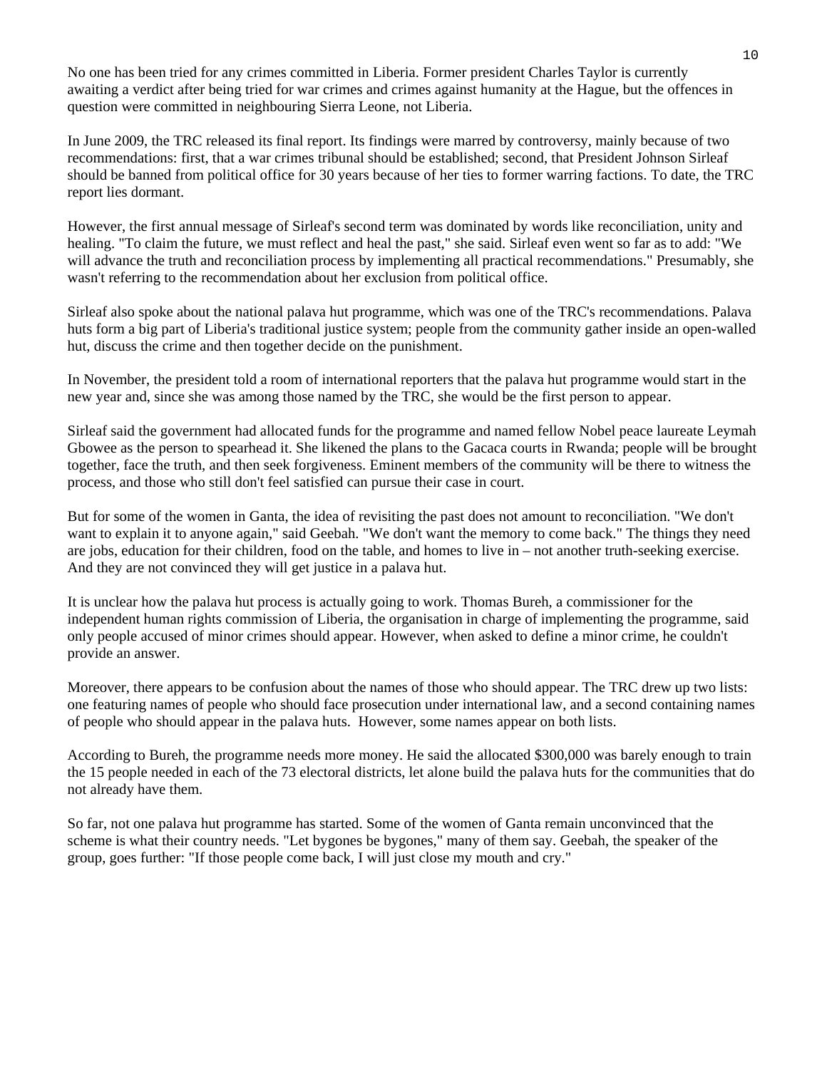No one has been tried for any crimes committed in Liberia. Former president Charles Taylor is currently awaiting a verdict after being tried for war crimes and crimes against humanity at the Hague, but the offences in question were committed in neighbouring Sierra Leone, not Liberia.

In June 2009, the TRC released its final report. Its findings were marred by controversy, mainly because of two recommendations: first, that a war crimes tribunal should be established; second, that President Johnson Sirleaf should be banned from political office for 30 years because of her ties to former warring factions. To date, the TRC report lies dormant.

However, the first annual message of Sirleaf's second term was dominated by words like reconciliation, unity and healing. "To claim the future, we must reflect and heal the past," she said. Sirleaf even went so far as to add: "We will advance the truth and reconciliation process by implementing all practical recommendations." Presumably, she wasn't referring to the recommendation about her exclusion from political office.

Sirleaf also spoke about the national palava hut programme, which was one of the TRC's recommendations. Palava huts form a big part of Liberia's traditional justice system; people from the community gather inside an open-walled hut, discuss the crime and then together decide on the punishment.

In November, the president told a room of international reporters that the palava hut programme would start in the new year and, since she was among those named by the TRC, she would be the first person to appear.

Sirleaf said the government had allocated funds for the programme and named fellow Nobel peace laureate Leymah Gbowee as the person to spearhead it. She likened the plans to the Gacaca courts in Rwanda; people will be brought together, face the truth, and then seek forgiveness. Eminent members of the community will be there to witness the process, and those who still don't feel satisfied can pursue their case in court.

But for some of the women in Ganta, the idea of revisiting the past does not amount to reconciliation. "We don't want to explain it to anyone again," said Geebah. "We don't want the memory to come back." The things they need are jobs, education for their children, food on the table, and homes to live in – not another truth-seeking exercise. And they are not convinced they will get justice in a palava hut.

It is unclear how the palava hut process is actually going to work. Thomas Bureh, a commissioner for the independent human rights commission of Liberia, the organisation in charge of implementing the programme, said only people accused of minor crimes should appear. However, when asked to define a minor crime, he couldn't provide an answer.

Moreover, there appears to be confusion about the names of those who should appear. The TRC drew up two lists: one featuring names of people who should face prosecution under international law, and a second containing names of people who should appear in the palava huts. However, some names appear on both lists.

According to Bureh, the programme needs more money. He said the allocated $300,000 was barely enough to train the 15 people needed in each of the 73 electoral districts, let alone build the palava huts for the communities that do not already have them.

So far, not one palava hut programme has started. Some of the women of Ganta remain unconvinced that the scheme is what their country needs. "Let bygones be bygones," many of them say. Geebah, the speaker of the group, goes further: "If those people come back, I will just close my mouth and cry."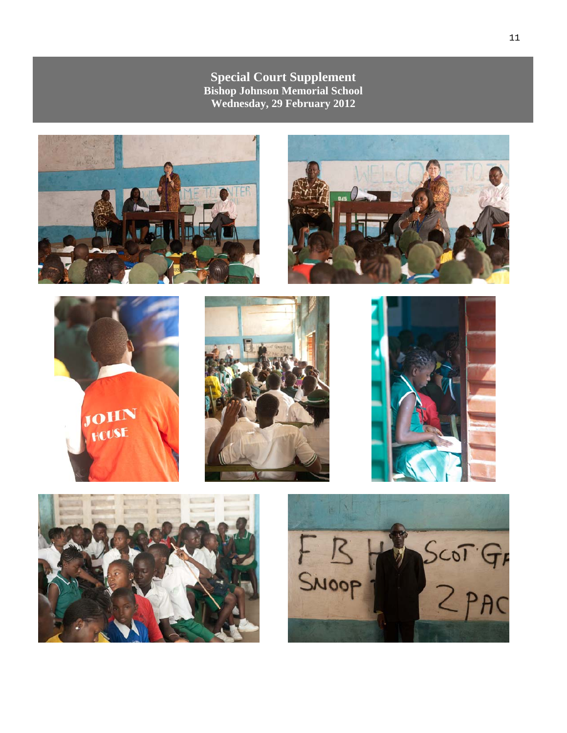# Special Court Supplement
## Bishop Johnson Memorial School
## Wednesday, 29 February 2012